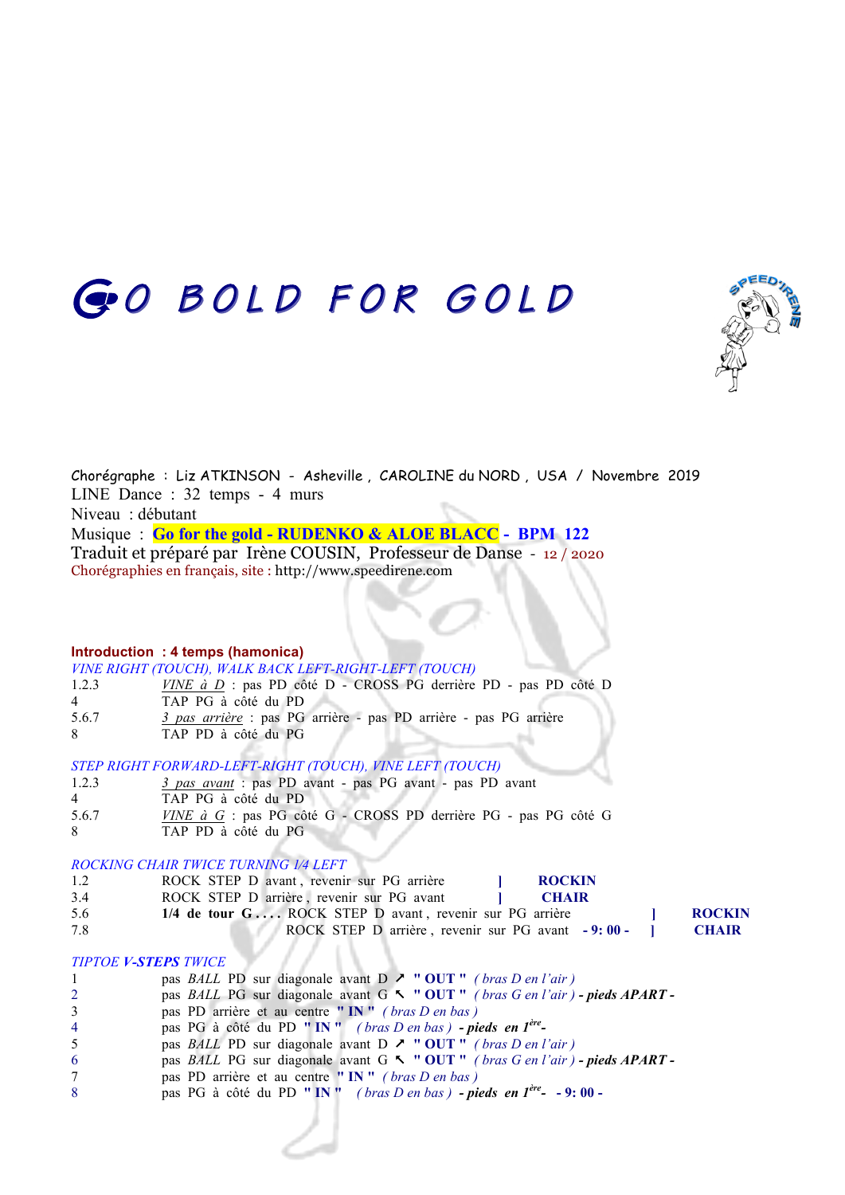# GO BOLD FOR GOLD

Chorégraphe : Liz ATKINSON - Asheville , CAROLINE du NORD , USA / Novembre 2019
LINE Dance : 32 temps - 4 murs
Niveau : débutant
Musique : **Go for the gold - RUDENKO & ALOE BLACC - BPM 122**
Traduit et préparé par Irène COUSIN, Professeur de Danse - 12 / 2020
Chorégraphies en français, site : http://www.speedirene.com

**Introduction : 4 temps (hamonica)**

*VINE RIGHT (TOUCH), WALK BACK LEFT-RIGHT-LEFT (TOUCH)*

| | |
|---|---|
| 1.2.3 | <u>*VINE à D*</u> : pas PD côté D - CROSS PG derrière PD - pas PD côté D |
| 4 | TAP PG à côté du PD |
| 5.6.7 | <u>*3 pas arrière*</u> : pas PG arrière - pas PD arrière - pas PG arrière |
| 8 | TAP PD à côté du PG |

*STEP RIGHT FORWARD-LEFT-RIGHT (TOUCH), VINE LEFT (TOUCH)*

| | |
|---|---|
| 1.2.3 | <u>*3 pas avant*</u> : pas PD avant - pas PG avant - pas PD avant |
| 4 | TAP PG à côté du PD |
| 5.6.7 | <u>*VINE à G*</u> : pas PG côté G - CROSS PD derrière PG - pas PG côté G |
| 8 | TAP PD à côté du PG |

*ROCKING CHAIR TWICE TURNING 1/4 LEFT*

| | | |
|---|---|---|
| 1.2 | ROCK STEP D avant , revenir sur PG arrière | ] **ROCKIN** |
| 3.4 | ROCK STEP D arrière , revenir sur PG avant | ] **CHAIR** |
| 5.6 | **1/4 de tour G . . . .** ROCK STEP D avant , revenir sur PG arrière | ] **ROCKIN** |
| 7.8 | ROCK STEP D arrière , revenir sur PG avant **- 9: 00 -** | ] **CHAIR** |

*TIPTOE **V-STEPS** TWICE*

| | |
|---|---|
| 1 | pas *BALL* PD sur diagonale avant D ↗ **" OUT "** *( bras D en l'air )* |
| 2 | pas *BALL* PG sur diagonale avant G ↖ **" OUT "** *( bras G en l'air )* ***- pieds APART -*** |
| 3 | pas PD arrière et au centre **" IN "** *( bras D en bas )* |
| 4 | pas PG à côté du PD **" IN "** *( bras D en bas )* ***- pieds en 1ère -*** |
| 5 | pas *BALL* PD sur diagonale avant D ↗ **" OUT "** *( bras D en l'air )* |
| 6 | pas *BALL* PG sur diagonale avant G ↖ **" OUT "** *( bras G en l'air )* ***- pieds APART -*** |
| 7 | pas PD arrière et au centre **" IN "** *( bras D en bas )* |
| 8 | pas PG à côté du PD **" IN "** *( bras D en bas )* ***- pieds en 1ère -*** **- 9: 00 -** |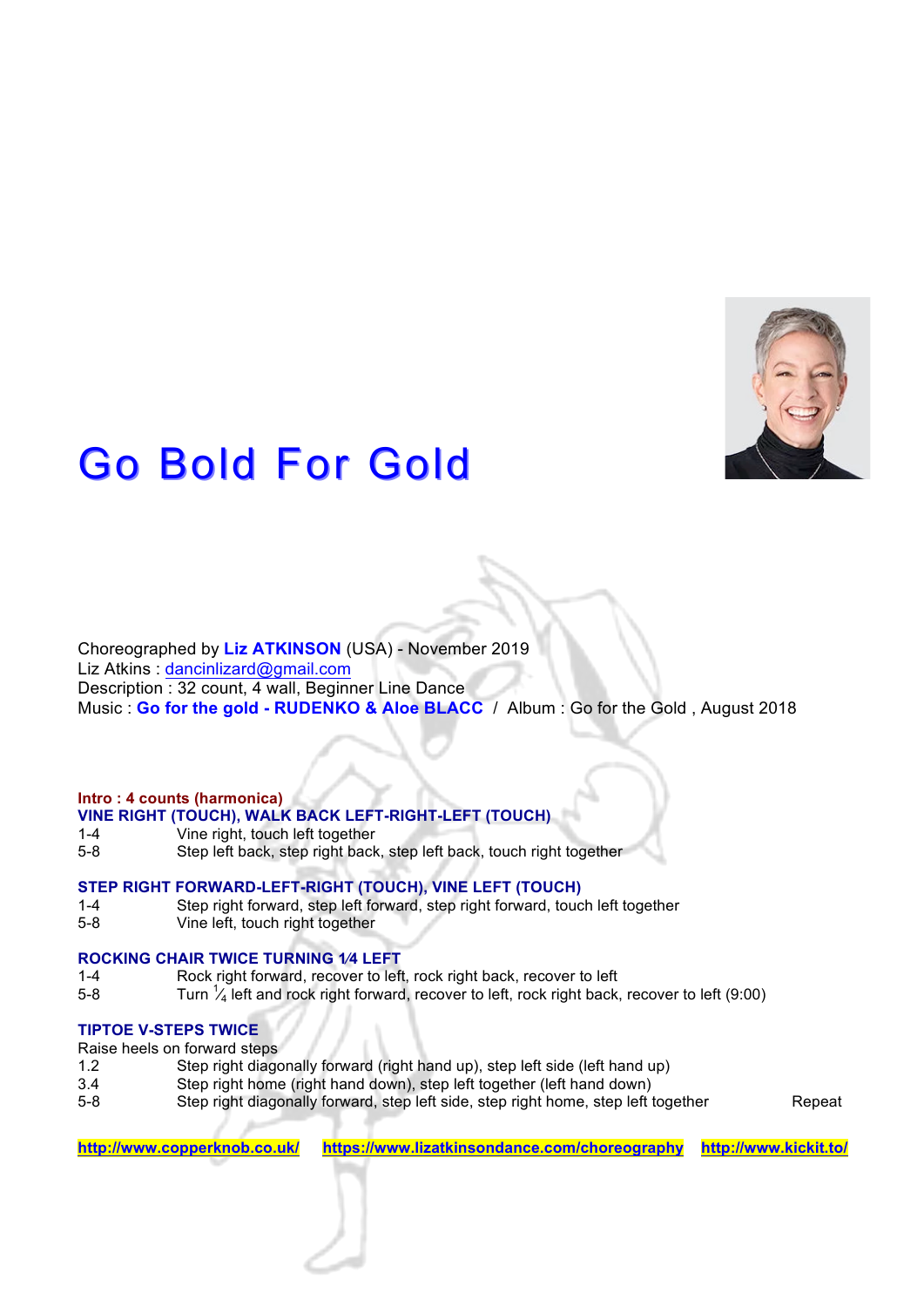# Go Bold For Gold

Choreographed by **Liz ATKINSON** (USA) - November 2019
Liz Atkins : dancinlizard@gmail.com
Description : 32 count, 4 wall, Beginner Line Dance
Music : **Go for the gold - RUDENKO & Aloe BLACC** / Album : Go for the Gold , August 2018

**Intro : 4 counts (harmonica)**

**VINE RIGHT (TOUCH), WALK BACK LEFT-RIGHT-LEFT (TOUCH)**

1-4 Vine right, touch left together
5-8 Step left back, step right back, step left back, touch right together

**STEP RIGHT FORWARD-LEFT-RIGHT (TOUCH), VINE LEFT (TOUCH)**

1-4 Step right forward, step left forward, step right forward, touch left together
5-8 Vine left, touch right together

**ROCKING CHAIR TWICE TURNING 1⁄4 LEFT**

1-4 Rock right forward, recover to left, rock right back, recover to left
5-8 Turn ¼ left and rock right forward, recover to left, rock right back, recover to left (9:00)

**TIPTOE V-STEPS TWICE**

Raise heels on forward steps
1.2 Step right diagonally forward (right hand up), step left side (left hand up)
3.4 Step right home (right hand down), step left together (left hand down)
5-8 Step right diagonally forward, step left side, step right home, step left together

Repeat

http://www.copperknob.co.uk/ https://www.lizatkinsondance.com/choreography http://www.kickit.to/